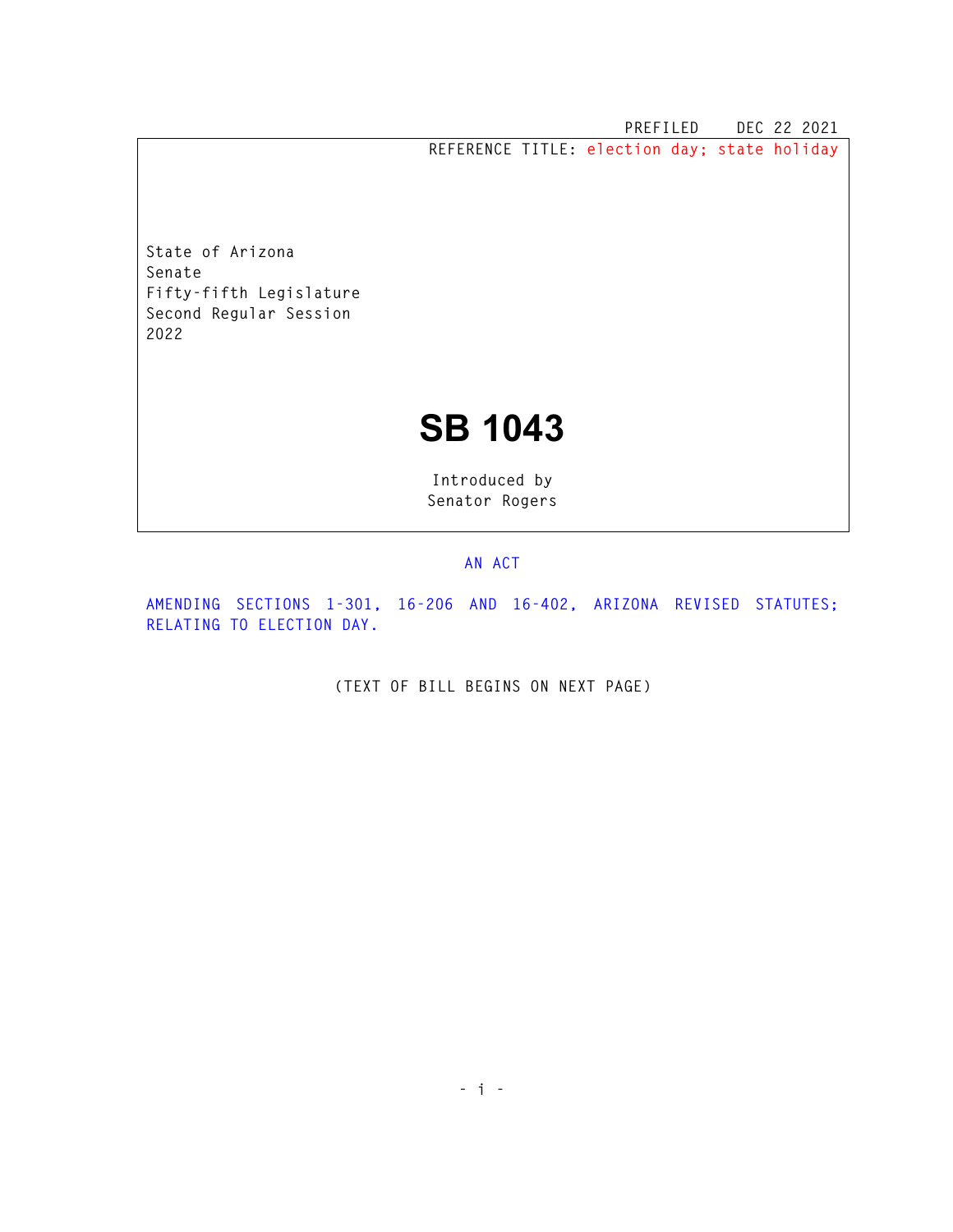PREFILED DEC 22 2021

REFERENCE TITLE: election day; state holiday

State of Arizona
Senate
Fifty-fifth Legislature
Second Regular Session
2022

# SB 1043

Introduced by
Senator Rogers

AN ACT

AMENDING SECTIONS 1-301, 16-206 AND 16-402, ARIZONA REVISED STATUTES; RELATING TO ELECTION DAY.

(TEXT OF BILL BEGINS ON NEXT PAGE)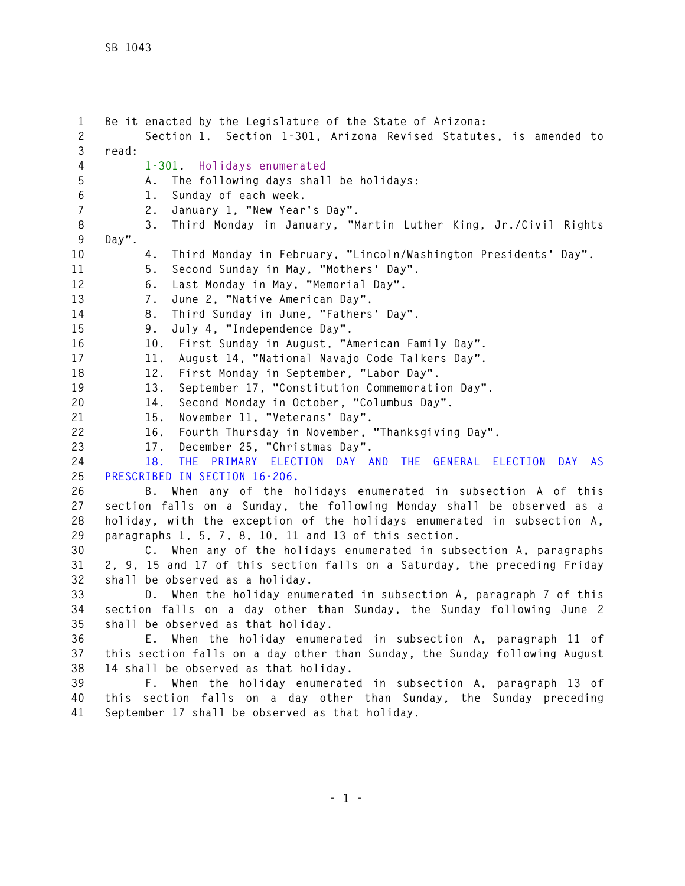Be it enacted by the Legislature of the State of Arizona:

Section 1. Section 1-301, Arizona Revised Statutes, is amended to read:

1-301. Holidays enumerated

A. The following days shall be holidays:

1. Sunday of each week.
2. January 1, "New Year's Day".
3. Third Monday in January, "Martin Luther King, Jr./Civil Rights Day".
4. Third Monday in February, "Lincoln/Washington Presidents' Day".
5. Second Sunday in May, "Mothers' Day".
6. Last Monday in May, "Memorial Day".
7. June 2, "Native American Day".
8. Third Sunday in June, "Fathers' Day".
9. July 4, "Independence Day".
10. First Sunday in August, "American Family Day".
11. August 14, "National Navajo Code Talkers Day".
12. First Monday in September, "Labor Day".
13. September 17, "Constitution Commemoration Day".
14. Second Monday in October, "Columbus Day".
15. November 11, "Veterans' Day".
16. Fourth Thursday in November, "Thanksgiving Day".
17. December 25, "Christmas Day".
18. THE PRIMARY ELECTION DAY AND THE GENERAL ELECTION DAY AS PRESCRIBED IN SECTION 16-206.

B. When any of the holidays enumerated in subsection A of this section falls on a Sunday, the following Monday shall be observed as a holiday, with the exception of the holidays enumerated in subsection A, paragraphs 1, 5, 7, 8, 10, 11 and 13 of this section.

C. When any of the holidays enumerated in subsection A, paragraphs 2, 9, 15 and 17 of this section falls on a Saturday, the preceding Friday shall be observed as a holiday.

D. When the holiday enumerated in subsection A, paragraph 7 of this section falls on a day other than Sunday, the Sunday following June 2 shall be observed as that holiday.

E. When the holiday enumerated in subsection A, paragraph 11 of this section falls on a day other than Sunday, the Sunday following August 14 shall be observed as that holiday.

F. When the holiday enumerated in subsection A, paragraph 13 of this section falls on a day other than Sunday, the Sunday preceding September 17 shall be observed as that holiday.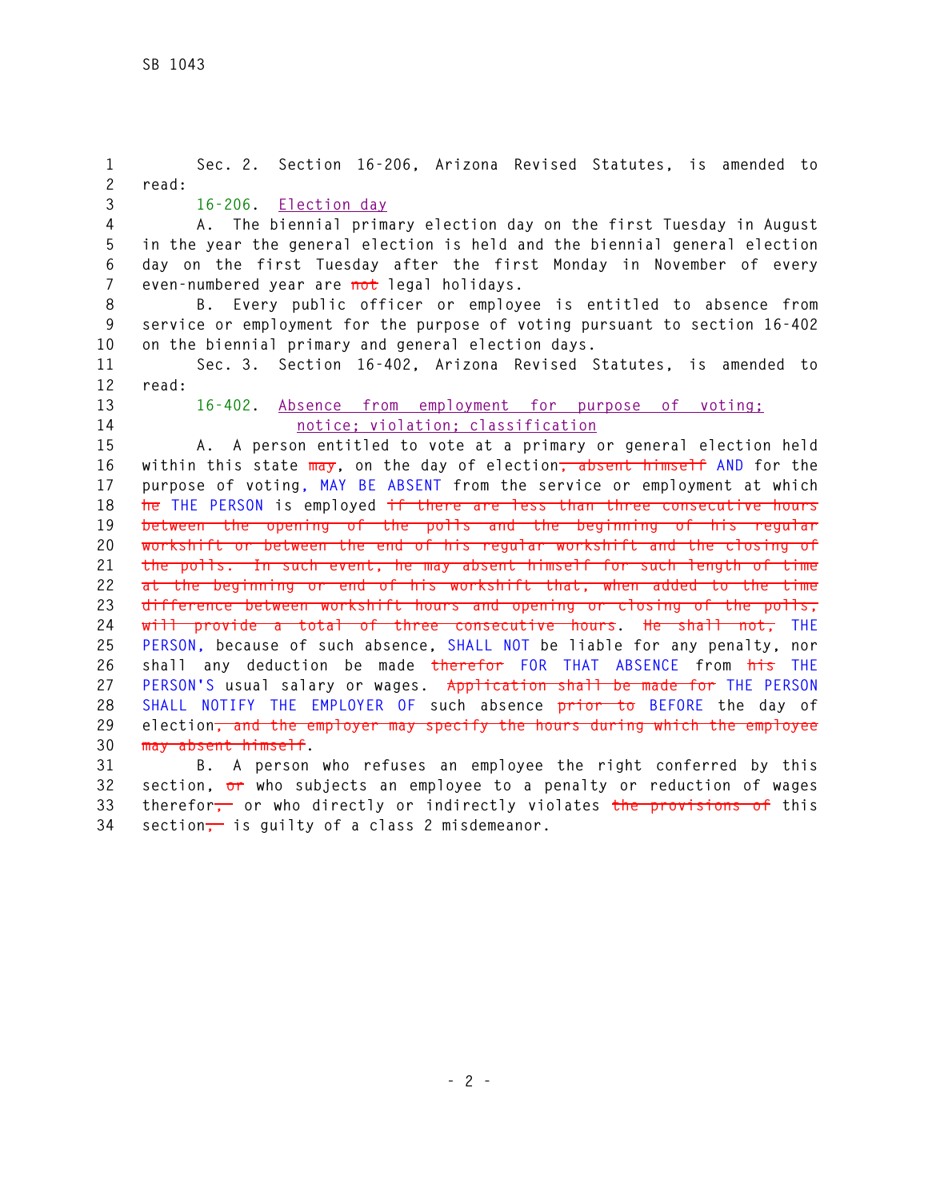Sec. 2. Section 16-206, Arizona Revised Statutes, is amended to read:

16-206. Election day

A. The biennial primary election day on the first Tuesday in August in the year the general election is held and the biennial general election day on the first Tuesday after the first Monday in November of every even-numbered year are ~~not~~ legal holidays.

B. Every public officer or employee is entitled to absence from service or employment for the purpose of voting pursuant to section 16-402 on the biennial primary and general election days.

Sec. 3. Section 16-402, Arizona Revised Statutes, is amended to read:

16-402. Absence from employment for purpose of voting; notice; violation; classification

A. A person entitled to vote at a primary or general election held within this state ~~may~~, on the day of election~~, absent himself~~ AND for the purpose of voting, MAY BE ABSENT from the service or employment at which ~~he~~ THE PERSON is employed ~~if there are less than three consecutive hours between the opening of the polls and the beginning of his regular workshift or between the end of his regular workshift and the closing of the polls. In such event, he may absent himself for such length of time at the beginning or end of his workshift that, when added to the time difference between workshift hours and opening or closing of the polls, will provide a total of three consecutive hours~~. ~~He shall not,~~ THE PERSON, because of such absence, SHALL NOT be liable for any penalty, nor shall any deduction be made ~~therefor~~ FOR THAT ABSENCE from ~~his~~ THE PERSON'S usual salary or wages. ~~Application shall be made for~~ THE PERSON SHALL NOTIFY THE EMPLOYER OF such absence ~~prior to~~ BEFORE the day of election~~, and the employer may specify the hours during which the employee may absent himself~~.

B. A person who refuses an employee the right conferred by this section, ~~or~~ who subjects an employee to a penalty or reduction of wages therefor~~,~~ or who directly or indirectly violates ~~the provisions of~~ this section~~,~~ is guilty of a class 2 misdemeanor.